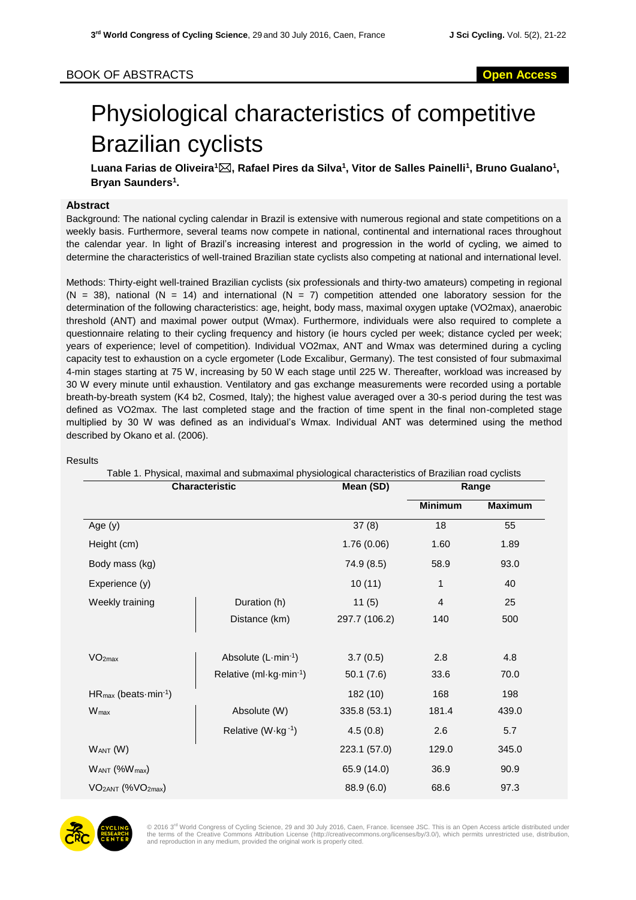BOOK OF ABSTRACTS

Open Access

# Physiological characteristics of competitive Brazilian cyclists

**Luana Farias de Oliveira[1]✉, Rafael Pires da Silva[1], Vitor de Salles Painelli[1], Bruno Gualano[1], Bryan Saunders[1].**

## Abstract

Background: The national cycling calendar in Brazil is extensive with numerous regional and state competitions on a weekly basis. Furthermore, several teams now compete in national, continental and international races throughout the calendar year. In light of Brazil's increasing interest and progression in the world of cycling, we aimed to determine the characteristics of well-trained Brazilian state cyclists also competing at national and international level.

Methods: Thirty-eight well-trained Brazilian cyclists (six professionals and thirty-two amateurs) competing in regional (N = 38), national (N = 14) and international (N = 7) competition attended one laboratory session for the determination of the following characteristics: age, height, body mass, maximal oxygen uptake (VO2max), anaerobic threshold (ANT) and maximal power output (Wmax). Furthermore, individuals were also required to complete a questionnaire relating to their cycling frequency and history (ie hours cycled per week; distance cycled per week; years of experience; level of competition). Individual VO2max, ANT and Wmax was determined during a cycling capacity test to exhaustion on a cycle ergometer (Lode Excalibur, Germany). The test consisted of four submaximal 4-min stages starting at 75 W, increasing by 50 W each stage until 225 W. Thereafter, workload was increased by 30 W every minute until exhaustion. Ventilatory and gas exchange measurements were recorded using a portable breath-by-breath system (K4 b2, Cosmed, Italy); the highest value averaged over a 30-s period during the test was defined as VO2max. The last completed stage and the fraction of time spent in the final non-completed stage multiplied by 30 W was defined as an individual's Wmax. Individual ANT was determined using the method described by Okano et al. (2006).

Results

Table 1. Physical, maximal and submaximal physiological characteristics of Brazilian road cyclists

| Characteristic | | Mean (SD) | Range | |
|---|---|---|---|---|
| | | | Minimum | Maximum |
| Age (y) | | 37 (8) | 18 | 55 |
| Height (cm) | | 1.76 (0.06) | 1.60 | 1.89 |
| Body mass (kg) | | 74.9 (8.5) | 58.9 | 93.0 |
| Experience (y) | | 10 (11) | 1 | 40 |
| Weekly training | Duration (h) | 11 (5) | 4 | 25 |
| | Distance (km) | 297.7 (106.2) | 140 | 500 |
| $VO_{2max}$ | Absolute ($L \cdot min^{-1}$) | 3.7 (0.5) | 2.8 | 4.8 |
| | Relative ($ml \cdot kg \cdot min^{-1}$) | 50.1 (7.6) | 33.6 | 70.0 |
| $HR_{max}$ ($beats \cdot min^{-1}$) | | 182 (10) | 168 | 198 |
| $W_{max}$ | Absolute (W) | 335.8 (53.1) | 181.4 | 439.0 |
| | Relative ($W \cdot kg^{-1}$) | 4.5 (0.8) | 2.6 | 5.7 |
| $W_{ANT}$ (W) | | 223.1 (57.0) | 129.0 | 345.0 |
| $W_{ANT}$ ($\%W_{max}$) | | 65.9 (14.0) | 36.9 | 90.9 |
| $VO_{2ANT}$ ($\%VO_{2max}$) | | 88.9 (6.0) | 68.6 | 97.3 |

© 2016 3rd World Congress of Cycling Science, 29 and 30 July 2016, Caen, France. licensee JSC. This is an Open Access article distributed under the terms of the Creative Commons Attribution License (http://creativecommons.org/licenses/by/3.0/), which permits unrestricted use, distribution, and reproduction in any medium, provided the original work is properly cited.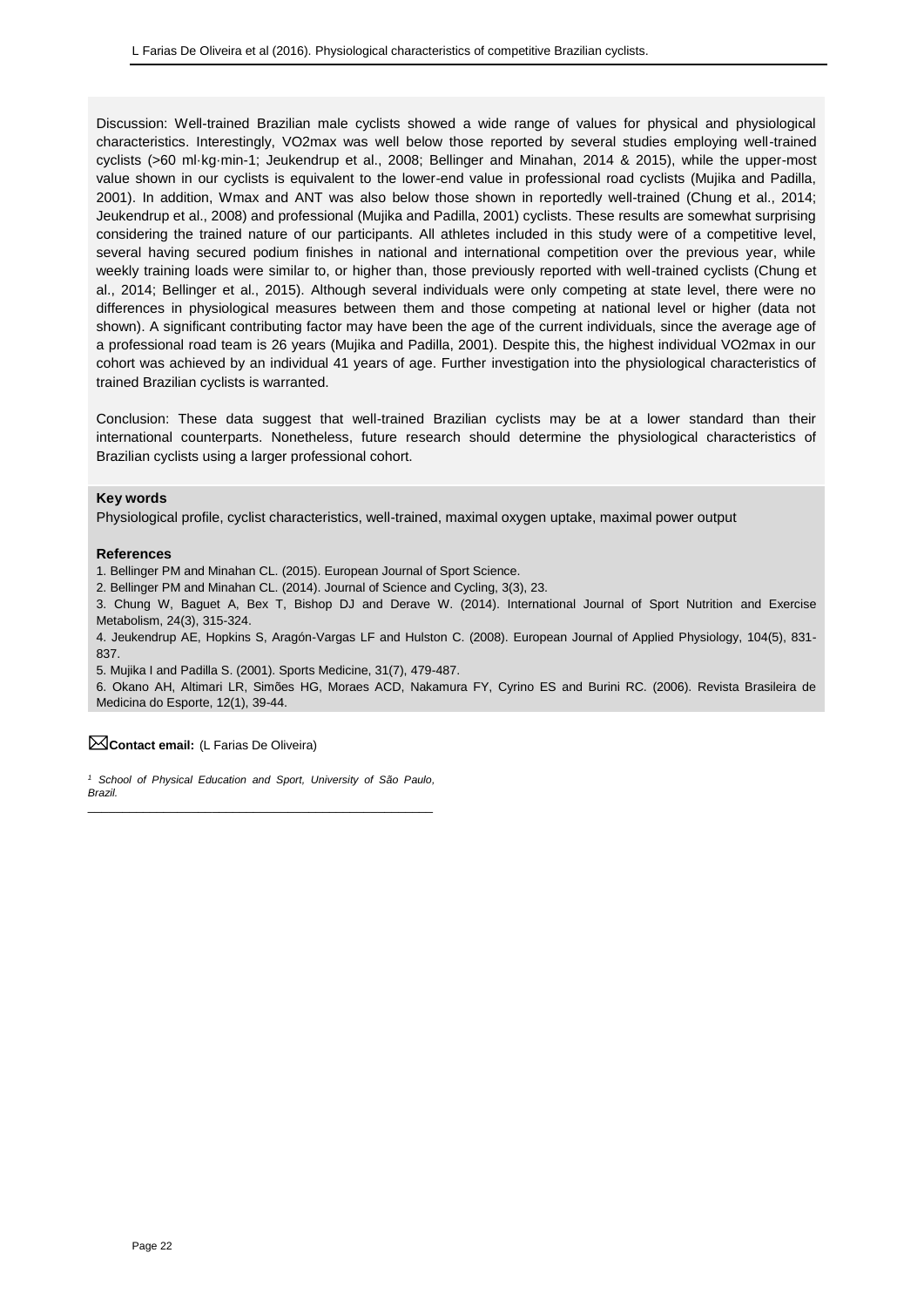Discussion: Well-trained Brazilian male cyclists showed a wide range of values for physical and physiological characteristics. Interestingly, VO2max was well below those reported by several studies employing well-trained cyclists (>60 ml·kg·min-1; Jeukendrup et al., 2008; Bellinger and Minahan, 2014 & 2015), while the upper-most value shown in our cyclists is equivalent to the lower-end value in professional road cyclists (Mujika and Padilla, 2001). In addition, Wmax and ANT was also below those shown in reportedly well-trained (Chung et al., 2014; Jeukendrup et al., 2008) and professional (Mujika and Padilla, 2001) cyclists. These results are somewhat surprising considering the trained nature of our participants. All athletes included in this study were of a competitive level, several having secured podium finishes in national and international competition over the previous year, while weekly training loads were similar to, or higher than, those previously reported with well-trained cyclists (Chung et al., 2014; Bellinger et al., 2015). Although several individuals were only competing at state level, there were no differences in physiological measures between them and those competing at national level or higher (data not shown). A significant contributing factor may have been the age of the current individuals, since the average age of a professional road team is 26 years (Mujika and Padilla, 2001). Despite this, the highest individual VO2max in our cohort was achieved by an individual 41 years of age. Further investigation into the physiological characteristics of trained Brazilian cyclists is warranted.

Conclusion: These data suggest that well-trained Brazilian cyclists may be at a lower standard than their international counterparts. Nonetheless, future research should determine the physiological characteristics of Brazilian cyclists using a larger professional cohort.

**Key words**

Physiological profile, cyclist characteristics, well-trained, maximal oxygen uptake, maximal power output

**References**

1. Bellinger PM and Minahan CL. (2015). European Journal of Sport Science.
2. Bellinger PM and Minahan CL. (2014). Journal of Science and Cycling, 3(3), 23.
3. Chung W, Baguet A, Bex T, Bishop DJ and Derave W. (2014). International Journal of Sport Nutrition and Exercise Metabolism, 24(3), 315-324.
4. Jeukendrup AE, Hopkins S, Aragón-Vargas LF and Hulston C. (2008). European Journal of Applied Physiology, 104(5), 831-837.
5. Mujika I and Padilla S. (2001). Sports Medicine, 31(7), 479-487.
6. Okano AH, Altimari LR, Simões HG, Moraes ACD, Nakamura FY, Cyrino ES and Burini RC. (2006). Revista Brasileira de Medicina do Esporte, 12(1), 39-44.

✉ **Contact email:** (L Farias De Oliveira)

[1] *School of Physical Education and Sport, University of São Paulo, Brazil.*